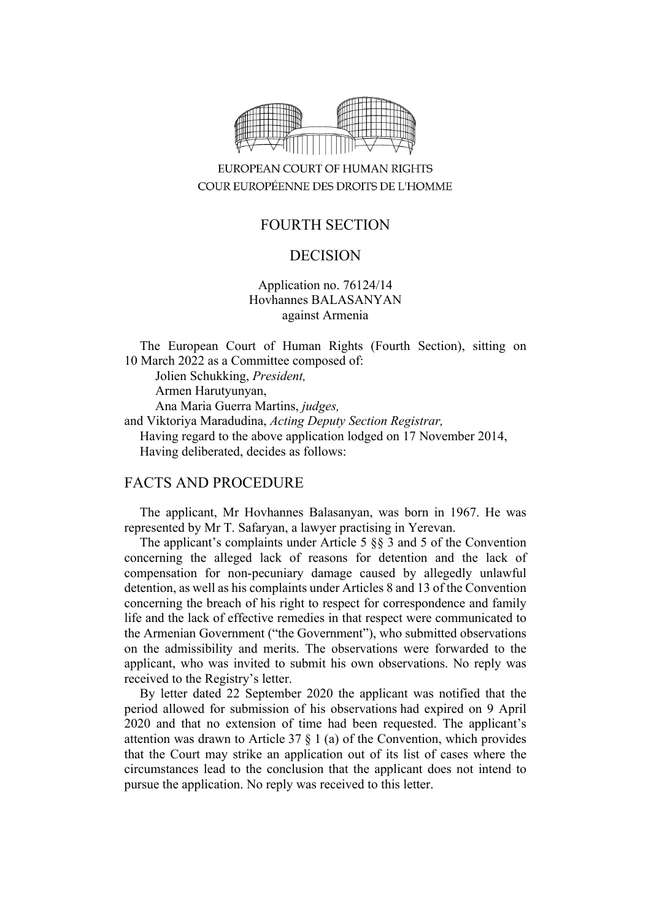EUROPEAN COURT OF HUMAN RIGHTS
COUR EUROPÉENNE DES DROITS DE L'HOMME

FOURTH SECTION

DECISION

Application no. 76124/14
Hovhannes BALASANYAN
against Armenia

The European Court of Human Rights (Fourth Section), sitting on 10 March 2022 as a Committee composed of:
Jolien Schukking, *President,*
Armen Harutyunyan,
Ana Maria Guerra Martins, *judges,*
and Viktoriya Maradudina, *Acting Deputy Section Registrar,*
Having regard to the above application lodged on 17 November 2014,
Having deliberated, decides as follows:

## FACTS AND PROCEDURE

The applicant, Mr Hovhannes Balasanyan, was born in 1967. He was represented by Mr T. Safaryan, a lawyer practising in Yerevan.

The applicant's complaints under Article 5 §§ 3 and 5 of the Convention concerning the alleged lack of reasons for detention and the lack of compensation for non-pecuniary damage caused by allegedly unlawful detention, as well as his complaints under Articles 8 and 13 of the Convention concerning the breach of his right to respect for correspondence and family life and the lack of effective remedies in that respect were communicated to the Armenian Government ("the Government"), who submitted observations on the admissibility and merits. The observations were forwarded to the applicant, who was invited to submit his own observations. No reply was received to the Registry's letter.

By letter dated 22 September 2020 the applicant was notified that the period allowed for submission of his observations had expired on 9 April 2020 and that no extension of time had been requested. The applicant's attention was drawn to Article 37 § 1 (a) of the Convention, which provides that the Court may strike an application out of its list of cases where the circumstances lead to the conclusion that the applicant does not intend to pursue the application. No reply was received to this letter.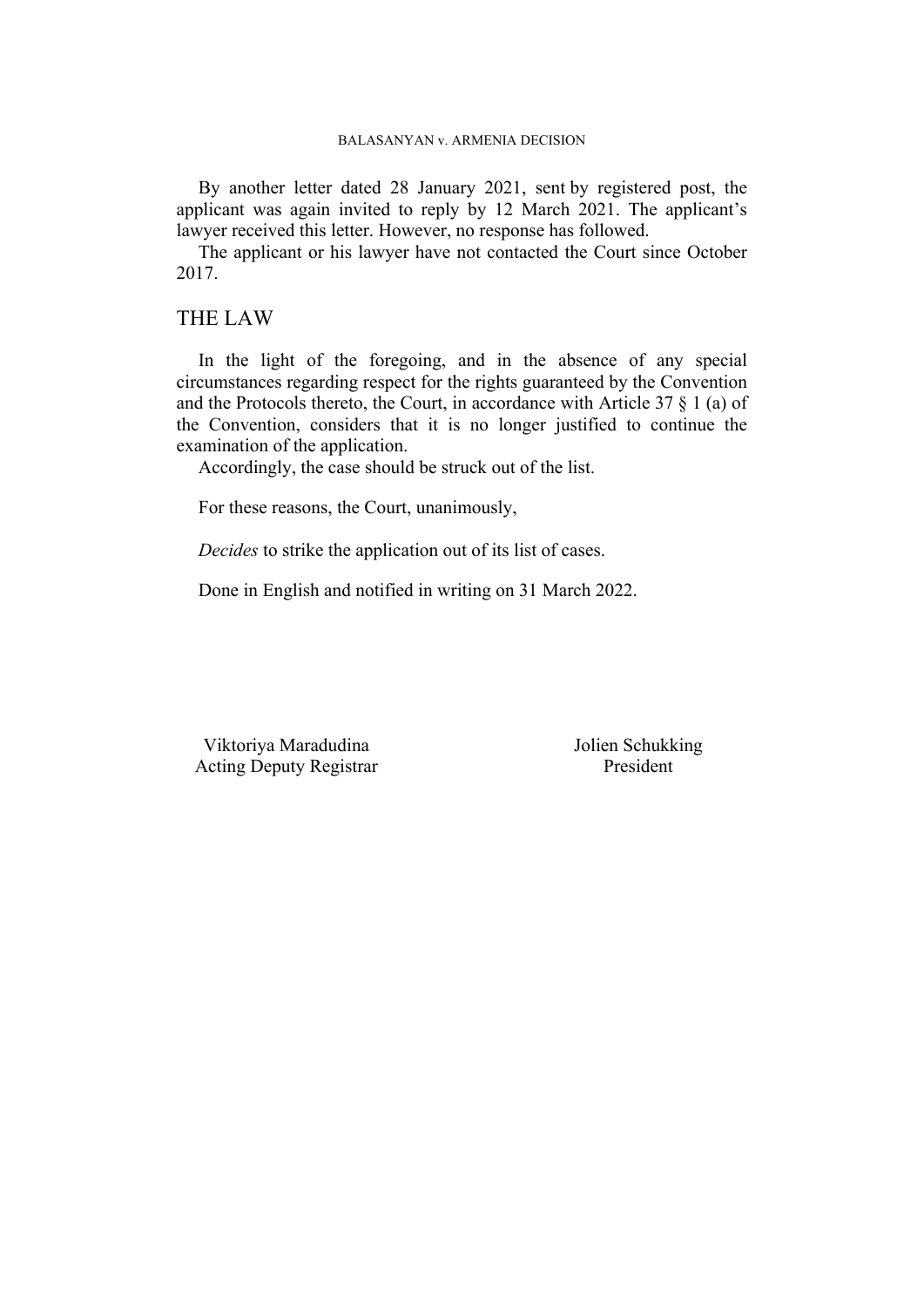By another letter dated 28 January 2021, sent by registered post, the applicant was again invited to reply by 12 March 2021. The applicant's lawyer received this letter. However, no response has followed.

The applicant or his lawyer have not contacted the Court since October 2017.

## THE LAW

In the light of the foregoing, and in the absence of any special circumstances regarding respect for the rights guaranteed by the Convention and the Protocols thereto, the Court, in accordance with Article 37 § 1 (a) of the Convention, considers that it is no longer justified to continue the examination of the application.

Accordingly, the case should be struck out of the list.

For these reasons, the Court, unanimously,

*Decides* to strike the application out of its list of cases.

Done in English and notified in writing on 31 March 2022.

Viktoriya Maradudina
Acting Deputy Registrar

Jolien Schukking
President